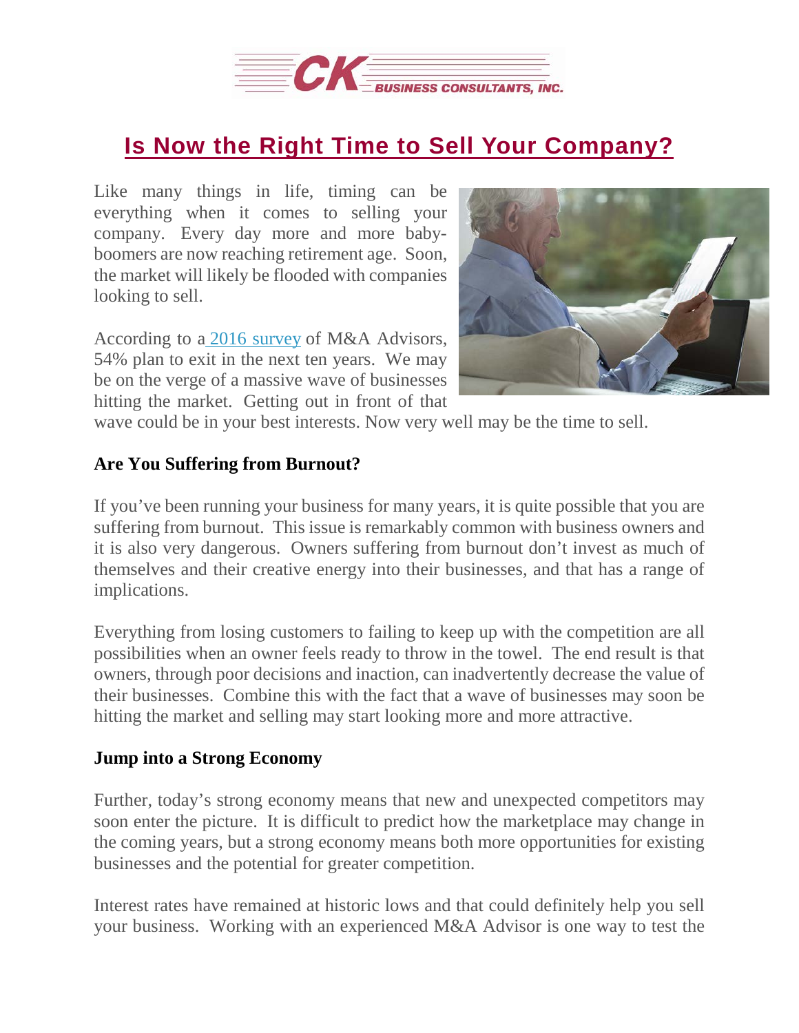# Is Now the Right Time to Sell Your Company?

Like many things in life, timing can be everything when it comes to selling your company. Every day more and more baby-boomers are now reaching retirement age. Soon, the market will likely be flooded with companies looking to sell.

According to a 2016 survey of M&A Advisors, 54% plan to exit in the next ten years. We may be on the verge of a massive wave of businesses hitting the market. Getting out in front of that wave could be in your best interests. Now very well may be the time to sell.

**Are You Suffering from Burnout?**

If you've been running your business for many years, it is quite possible that you are suffering from burnout. This issue is remarkably common with business owners and it is also very dangerous. Owners suffering from burnout don't invest as much of themselves and their creative energy into their businesses, and that has a range of implications.

Everything from losing customers to failing to keep up with the competition are all possibilities when an owner feels ready to throw in the towel. The end result is that owners, through poor decisions and inaction, can inadvertently decrease the value of their businesses. Combine this with the fact that a wave of businesses may soon be hitting the market and selling may start looking more and more attractive.

**Jump into a Strong Economy**

Further, today's strong economy means that new and unexpected competitors may soon enter the picture. It is difficult to predict how the marketplace may change in the coming years, but a strong economy means both more opportunities for existing businesses and the potential for greater competition.

Interest rates have remained at historic lows and that could definitely help you sell your business. Working with an experienced M&A Advisor is one way to test the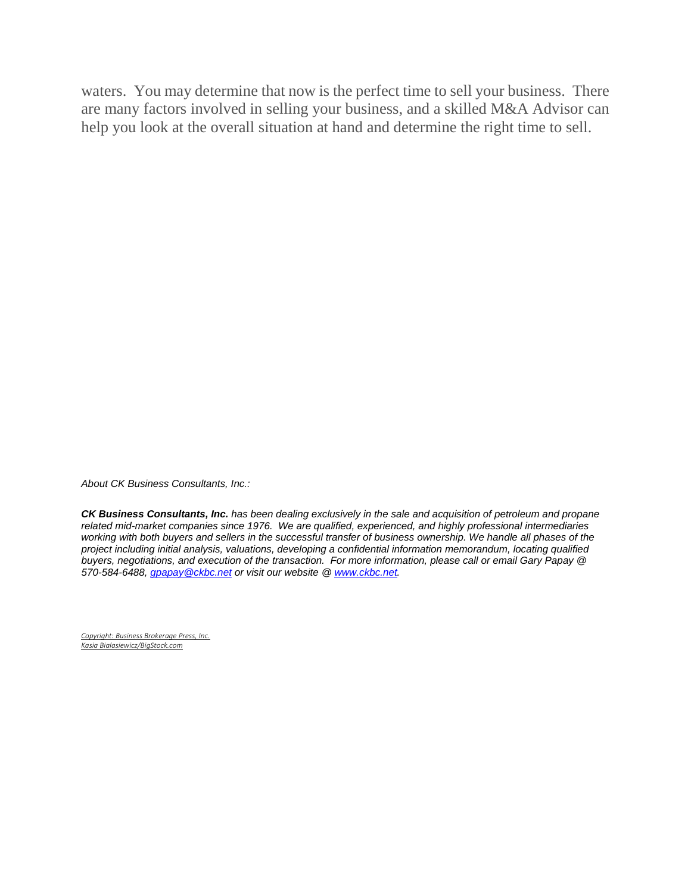waters. You may determine that now is the perfect time to sell your business. There are many factors involved in selling your business, and a skilled M&A Advisor can help you look at the overall situation at hand and determine the right time to sell.

*About CK Business Consultants, Inc.:*

***CK Business Consultants, Inc.*** *has been dealing exclusively in the sale and acquisition of petroleum and propane related mid-market companies since 1976. We are qualified, experienced, and highly professional intermediaries working with both buyers and sellers in the successful transfer of business ownership. We handle all phases of the project including initial analysis, valuations, developing a confidential information memorandum, locating qualified buyers, negotiations, and execution of the transaction. For more information, please call or email Gary Papay @ 570-584-6488, [gpapay@ckbc.net](mailto:gpapay@ckbc.net) or visit our website @ [www.ckbc.net](http://www.ckbc.net).*

*Copyright: Business Brokerage Press, Inc.*
*Kasia Bialasiewicz/BigStock.com*